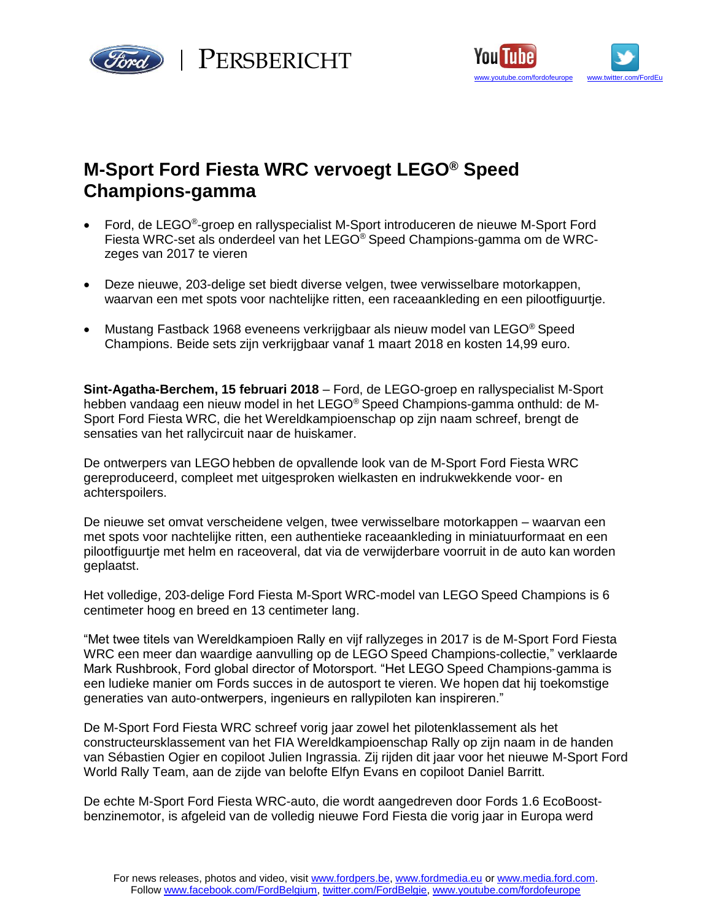PERSBERICHT

www.youtube.com/fordofeurope www.twitter.com/FordEu

# M-Sport Ford Fiesta WRC vervoegt LEGO® Speed Champions-gamma

- Ford, de LEGO®-groep en rallyspecialist M-Sport introduceren de nieuwe M-Sport Ford Fiesta WRC-set als onderdeel van het LEGO® Speed Champions-gamma om de WRC-zeges van 2017 te vieren
- Deze nieuwe, 203-delige set biedt diverse velgen, twee verwisselbare motorkappen, waarvan een met spots voor nachtelijke ritten, een raceaankleding en een pilootfiguurtje.
- Mustang Fastback 1968 eveneens verkrijgbaar als nieuw model van LEGO® Speed Champions. Beide sets zijn verkrijgbaar vanaf 1 maart 2018 en kosten 14,99 euro.

**Sint-Agatha-Berchem, 15 februari 2018** – Ford, de LEGO-groep en rallyspecialist M-Sport hebben vandaag een nieuw model in het LEGO® Speed Champions-gamma onthuld: de M-Sport Ford Fiesta WRC, die het Wereldkampioenschap op zijn naam schreef, brengt de sensaties van het rallycircuit naar de huiskamer.

De ontwerpers van LEGO hebben de opvallende look van de M-Sport Ford Fiesta WRC gereproduceerd, compleet met uitgesproken wielkasten en indrukwekkende voor- en achterspoilers.

De nieuwe set omvat verscheidene velgen, twee verwisselbare motorkappen – waarvan een met spots voor nachtelijke ritten, een authentieke raceaankleding in miniatuurformaat en een pilootfiguurtje met helm en raceoveral, dat via de verwijderbare voorruit in de auto kan worden geplaatst.

Het volledige, 203-delige Ford Fiesta M-Sport WRC-model van LEGO Speed Champions is 6 centimeter hoog en breed en 13 centimeter lang.

“Met twee titels van Wereldkampioen Rally en vijf rallyzeges in 2017 is de M-Sport Ford Fiesta WRC een meer dan waardige aanvulling op de LEGO Speed Champions-collectie,” verklaarde Mark Rushbrook, Ford global director of Motorsport. “Het LEGO Speed Champions-gamma is een ludieke manier om Fords succes in de autosport te vieren. We hopen dat hij toekomstige generaties van auto-ontwerpers, ingenieurs en rallypiloten kan inspireren.”

De M-Sport Ford Fiesta WRC schreef vorig jaar zowel het pilotenklassement als het constructeursklassement van het FIA Wereldkampioenschap Rally op zijn naam in de handen van Sébastien Ogier en copiloot Julien Ingrassia. Zij rijden dit jaar voor het nieuwe M-Sport Ford World Rally Team, aan de zijde van belofte Elfyn Evans en copiloot Daniel Barritt.

De echte M-Sport Ford Fiesta WRC-auto, die wordt aangedreven door Fords 1.6 EcoBoost-benzinemotor, is afgeleid van de volledig nieuwe Ford Fiesta die vorig jaar in Europa werd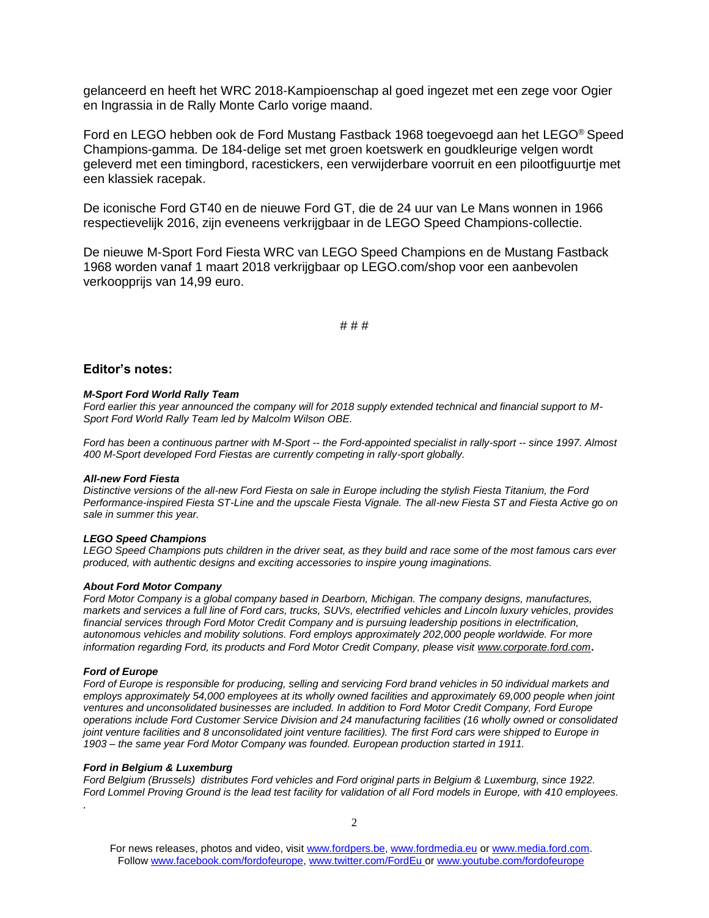gelanceerd en heeft het WRC 2018-Kampioenschap al goed ingezet met een zege voor Ogier en Ingrassia in de Rally Monte Carlo vorige maand.

Ford en LEGO hebben ook de Ford Mustang Fastback 1968 toegevoegd aan het LEGO® Speed Champions-gamma. De 184-delige set met groen koetswerk en goudkleurige velgen wordt geleverd met een timingbord, racestickers, een verwijderbare voorruit en een pilootfiguurtje met een klassiek racepak.

De iconische Ford GT40 en de nieuwe Ford GT, die de 24 uur van Le Mans wonnen in 1966 respectievelijk 2016, zijn eveneens verkrijgbaar in de LEGO Speed Champions-collectie.

De nieuwe M-Sport Ford Fiesta WRC van LEGO Speed Champions en de Mustang Fastback 1968 worden vanaf 1 maart 2018 verkrijgbaar op LEGO.com/shop voor een aanbevolen verkoopprijs van 14,99 euro.

# # #

### Editor's notes:

***M-Sport Ford World Rally Team***
*Ford earlier this year announced the company will for 2018 supply extended technical and financial support to M-Sport Ford World Rally Team led by Malcolm Wilson OBE.*

*Ford has been a continuous partner with M-Sport -- the Ford-appointed specialist in rally-sport -- since 1997. Almost 400 M-Sport developed Ford Fiestas are currently competing in rally-sport globally.*

***All-new Ford Fiesta***
*Distinctive versions of the all-new Ford Fiesta on sale in Europe including the stylish Fiesta Titanium, the Ford Performance-inspired Fiesta ST-Line and the upscale Fiesta Vignale. The all-new Fiesta ST and Fiesta Active go on sale in summer this year.*

***LEGO Speed Champions***
*LEGO Speed Champions puts children in the driver seat, as they build and race some of the most famous cars ever produced, with authentic designs and exciting accessories to inspire young imaginations.*

***About Ford Motor Company***
*Ford Motor Company is a global company based in Dearborn, Michigan. The company designs, manufactures, markets and services a full line of Ford cars, trucks, SUVs, electrified vehicles and Lincoln luxury vehicles, provides financial services through Ford Motor Credit Company and is pursuing leadership positions in electrification, autonomous vehicles and mobility solutions. Ford employs approximately 202,000 people worldwide. For more information regarding Ford, its products and Ford Motor Credit Company, please visit www.corporate.ford.com.*

***Ford of Europe***
*Ford of Europe is responsible for producing, selling and servicing Ford brand vehicles in 50 individual markets and employs approximately 54,000 employees at its wholly owned facilities and approximately 69,000 people when joint ventures and unconsolidated businesses are included. In addition to Ford Motor Credit Company, Ford Europe operations include Ford Customer Service Division and 24 manufacturing facilities (16 wholly owned or consolidated joint venture facilities and 8 unconsolidated joint venture facilities). The first Ford cars were shipped to Europe in 1903 – the same year Ford Motor Company was founded. European production started in 1911.*

***Ford in Belgium & Luxemburg***
*Ford Belgium (Brussels) distributes Ford vehicles and Ford original parts in Belgium & Luxemburg, since 1922. Ford Lommel Proving Ground is the lead test facility for validation of all Ford models in Europe, with 410 employees.*

For news releases, photos and video, visit www.fordpers.be, www.fordmedia.eu or www.media.ford.com.
Follow www.facebook.com/fordofeurope, www.twitter.com/FordEu or www.youtube.com/fordofeurope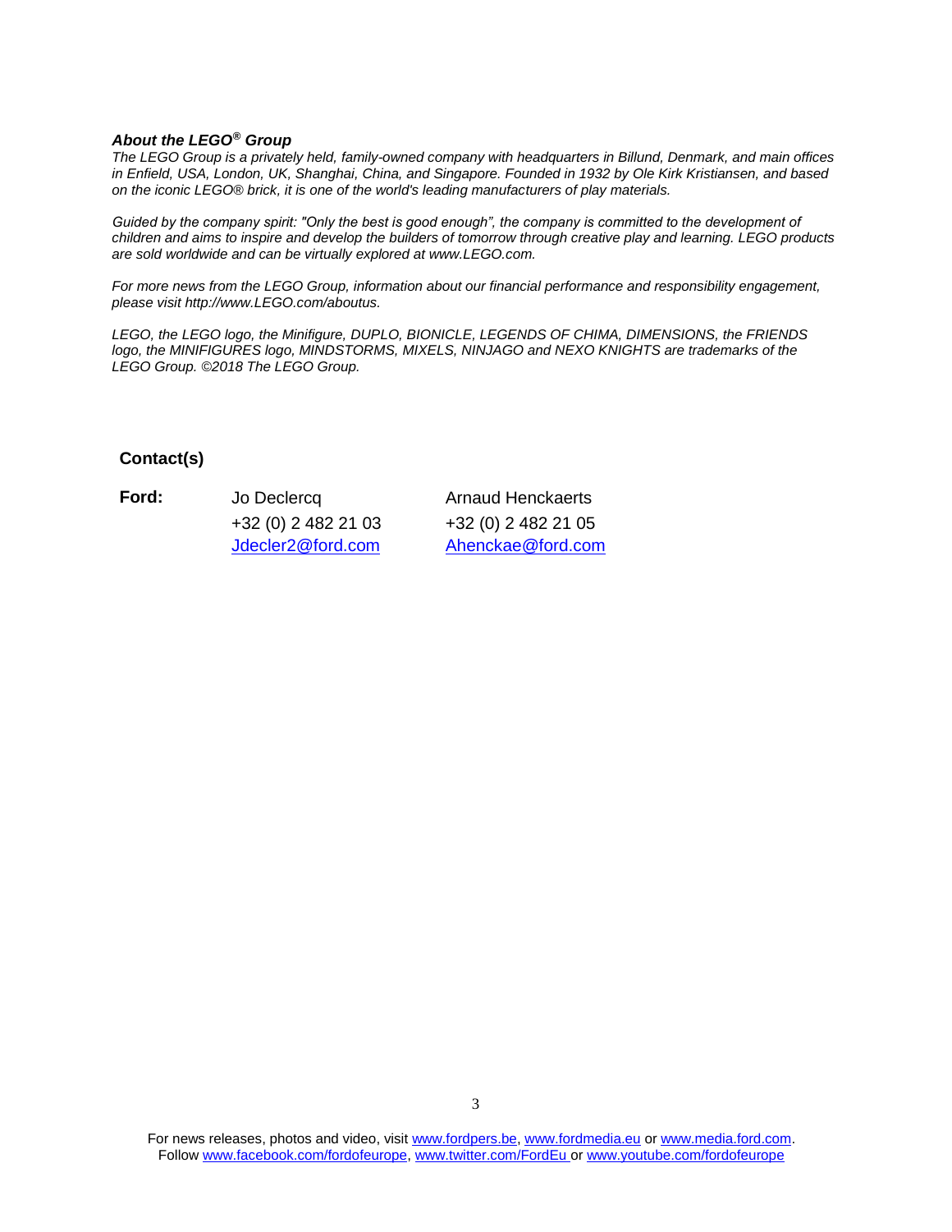***About the LEGO® Group***

*The LEGO Group is a privately held, family-owned company with headquarters in Billund, Denmark, and main offices in Enfield, USA, London, UK, Shanghai, China, and Singapore. Founded in 1932 by Ole Kirk Kristiansen, and based on the iconic LEGO® brick, it is one of the world's leading manufacturers of play materials.*

*Guided by the company spirit: "Only the best is good enough", the company is committed to the development of children and aims to inspire and develop the builders of tomorrow through creative play and learning. LEGO products are sold worldwide and can be virtually explored at www.LEGO.com.*

*For more news from the LEGO Group, information about our financial performance and responsibility engagement, please visit http://www.LEGO.com/aboutus.*

*LEGO, the LEGO logo, the Minifigure, DUPLO, BIONICLE, LEGENDS OF CHIMA, DIMENSIONS, the FRIENDS logo, the MINIFIGURES logo, MINDSTORMS, MIXELS, NINJAGO and NEXO KNIGHTS are trademarks of the LEGO Group. ©2018 The LEGO Group.*

**Contact(s)**

| | | |
|---|---|---|
| **Ford:** | Jo Declercq | Arnaud Henckaerts |
| | +32 (0) 2 482 21 03 | +32 (0) 2 482 21 05 |
| | Jdecler2@ford.com | Ahenckae@ford.com |

For news releases, photos and video, visit www.fordpers.be, www.fordmedia.eu or www.media.ford.com.
Follow www.facebook.com/fordofeurope, www.twitter.com/FordEu or www.youtube.com/fordofeurope